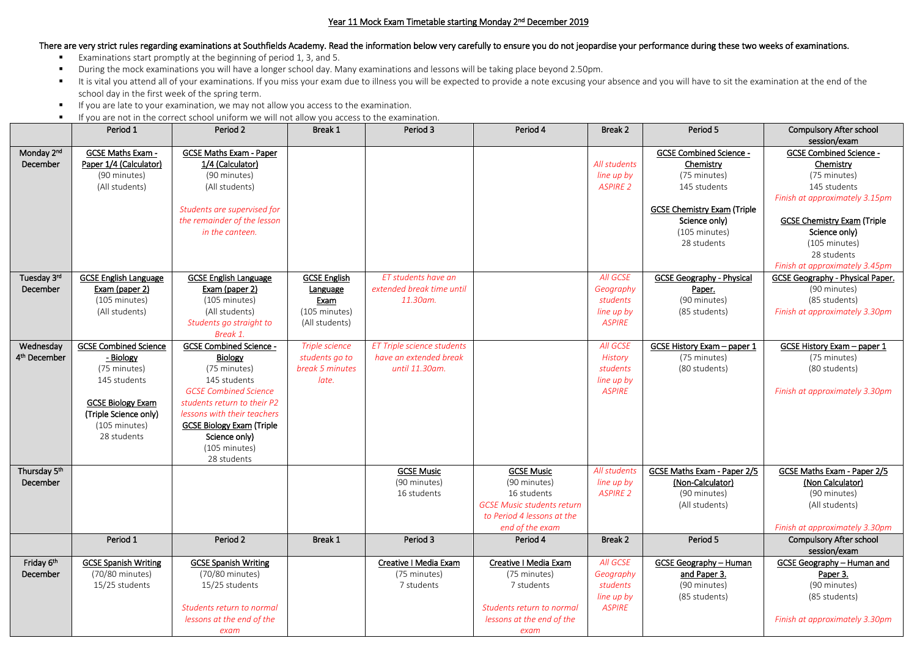Year 11 Mock Exam Timetable starting Monday 2nd December 2019

**There are very strict rules regarding examinations at Southfields Academy. Read the information below very carefully to ensure you do not jeopardise your performance during these two weeks of examinations.**

- Examinations start promptly at the beginning of period 1, 3, and 5.
- During the mock examinations you will have a longer school day. Many examinations and lessons will be taking place beyond 2.50pm.
- It is vital you attend all of your examinations. If you miss your exam due to illness you will be expected to provide a note excusing your absence and you will have to sit the examination at the end of the school day in the first week of the spring term.
- If you are late to your examination, we may not allow you access to the examination.
- If you are not in the correct school uniform we will not allow you access to the examination.

| | Period 1 | Period 2 | Break 1 | Period 3 | Period 4 | Break 2 | Period 5 | Compulsory After school session/exam |
|---|---|---|---|---|---|---|---|---|
| Monday 2nd December | GCSE Maths Exam - Paper 1/4 (Calculator) (90 minutes) (All students) | GCSE Maths Exam - Paper 1/4 (Calculator) (90 minutes) (All students) *Students are supervised for the remainder of the lesson in the canteen.* | | | | *All students line up by ASPIRE 2* | GCSE Combined Science - Chemistry (75 minutes) 145 students GCSE Chemistry Exam (Triple Science only) (105 minutes) 28 students | GCSE Combined Science - Chemistry (75 minutes) 145 students *Finish at approximately 3.15pm* GCSE Chemistry Exam (Triple Science only) (105 minutes) 28 students *Finish at approximately 3.45pm* |
| Tuesday 3rd December | GCSE English Language Exam (paper 2) (105 minutes) (All students) | GCSE English Language Exam (paper 2) (105 minutes) (All students) *Students go straight to Break 1.* | GCSE English Language Exam (105 minutes) (All students) | *ET students have an extended break time until 11.30am.* | | *All GCSE Geography students line up by ASPIRE* | GCSE Geography - Physical Paper. (90 minutes) (85 students) | GCSE Geography - Physical Paper. (90 minutes) (85 students) *Finish at approximately 3.30pm* |
| Wednesday 4th December | GCSE Combined Science - Biology (75 minutes) 145 students GCSE Biology Exam (Triple Science only) (105 minutes) 28 students | GCSE Combined Science - Biology (75 minutes) 145 students *GCSE Combined Science students return to their P2 lessons with their teachers* GCSE Biology Exam (Triple Science only) (105 minutes) 28 students | *Triple science students go to break 5 minutes late.* | *ET Triple science students have an extended break until 11.30am.* | | *All GCSE History students line up by ASPIRE* | GCSE History Exam – paper 1 (75 minutes) (80 students) | GCSE History Exam – paper 1 (75 minutes) (80 students) *Finish at approximately 3.30pm* |
| Thursday 5th December | | | | GCSE Music (90 minutes) 16 students | GCSE Music (90 minutes) 16 students *GCSE Music students return to Period 4 lessons at the end of the exam* | *All students line up by ASPIRE 2* | GCSE Maths Exam - Paper 2/5 (Non-Calculator) (90 minutes) (All students) | GCSE Maths Exam - Paper 2/5 (Non Calculator) (90 minutes) (All students) *Finish at approximately 3.30pm* |
| | Period 1 | Period 2 | Break 1 | Period 3 | Period 4 | Break 2 | Period 5 | Compulsory After school session/exam |
| Friday 6th December | GCSE Spanish Writing (70/80 minutes) 15/25 students | GCSE Spanish Writing (70/80 minutes) 15/25 students *Students return to normal lessons at the end of the exam* | | Creative I Media Exam (75 minutes) 7 students | Creative I Media Exam (75 minutes) 7 students *Students return to normal lessons at the end of the exam* | *All GCSE Geography students line up by ASPIRE* | GCSE Geography – Human and Paper 3. (90 minutes) (85 students) | GCSE Geography – Human and Paper 3. (90 minutes) (85 students) *Finish at approximately 3.30pm* |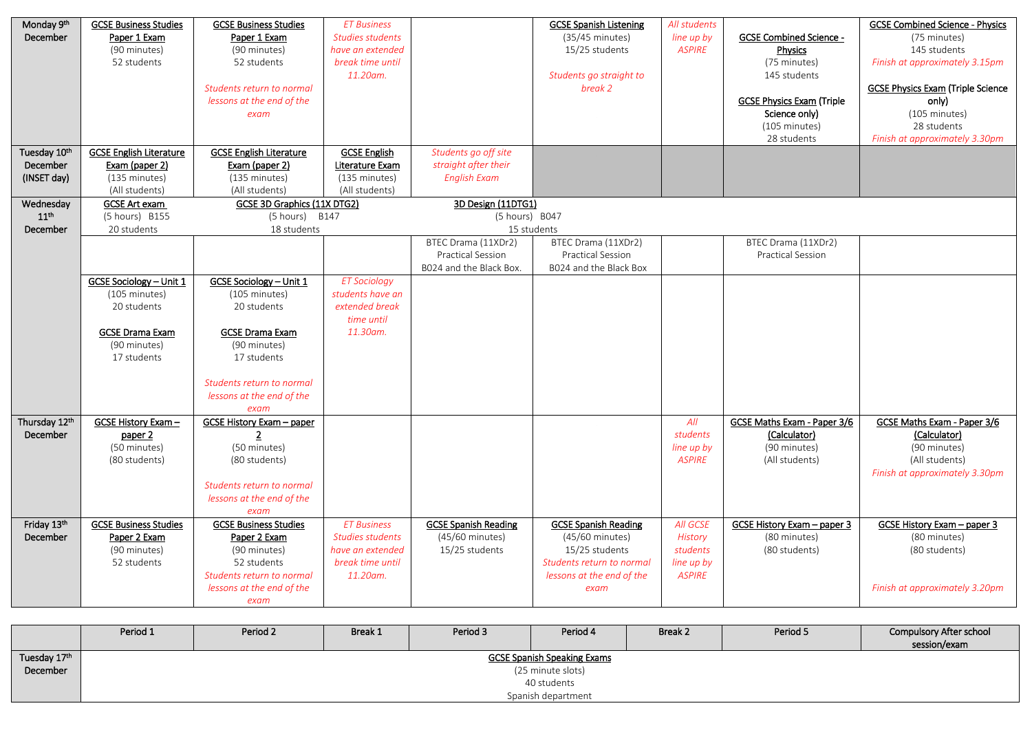| | | | | | | | | |
|---|---|---|---|---|---|---|---|---|
| Monday 9th December | GCSE Business Studies Paper 1 Exam (90 minutes) 52 students | GCSE Business Studies Paper 1 Exam (90 minutes) 52 students *Students return to normal lessons at the end of the exam* | *ET Business Studies students have an extended break time until 11.20am.* | | GCSE Spanish Listening (35/45 minutes) 15/25 students *Students go straight to break 2* | *All students line up by ASPIRE* | GCSE Combined Science - Physics (75 minutes) 145 students GCSE Physics Exam (Triple Science only) (105 minutes) 28 students | GCSE Combined Science - Physics (75 minutes) 145 students *Finish at approximately 3.15pm* GCSE Physics Exam (Triple Science only) (105 minutes) 28 students *Finish at approximately 3.30pm* |
| Tuesday 10th December (INSET day) | GCSE English Literature Exam (paper 2) (135 minutes) (All students) | GCSE English Literature Exam (paper 2) (135 minutes) (All students) | GCSE English Literature Exam (135 minutes) (All students) | *Students go off site straight after their English Exam* | | | | |
| Wednesday 11th December | GCSE Art exam (5 hours) B155 20 students | GCSE 3D Graphics (11X DTG2) (5 hours) B147 18 students | | 3D Design (11DTG1) (5 hours) B047 15 students | | | | |
| | | | | BTEC Drama (11XDr2) Practical Session B024 and the Black Box. | BTEC Drama (11XDr2) Practical Session B024 and the Black Box | | BTEC Drama (11XDr2) Practical Session | |
| | GCSE Sociology – Unit 1 (105 minutes) 20 students GCSE Drama Exam (90 minutes) 17 students | GCSE Sociology – Unit 1 (105 minutes) 20 students GCSE Drama Exam (90 minutes) 17 students *Students return to normal lessons at the end of the exam* | *ET Sociology students have an extended break time until 11.30am.* | | | | | |
| Thursday 12th December | GCSE History Exam – paper 2 (50 minutes) (80 students) | GCSE History Exam – paper 2 (50 minutes) (80 students) *Students return to normal lessons at the end of the exam* | | | | *All students line up by ASPIRE* | GCSE Maths Exam - Paper 3/6 (Calculator) (90 minutes) (All students) | GCSE Maths Exam - Paper 3/6 (Calculator) (90 minutes) (All students) *Finish at approximately 3.30pm* |
| Friday 13th December | GCSE Business Studies Paper 2 Exam (90 minutes) 52 students | GCSE Business Studies Paper 2 Exam (90 minutes) 52 students *Students return to normal lessons at the end of the exam* | *ET Business Studies students have an extended break time until 11.20am.* | GCSE Spanish Reading (45/60 minutes) 15/25 students | GCSE Spanish Reading (45/60 minutes) 15/25 students *Students return to normal lessons at the end of the exam* | *All GCSE History students line up by ASPIRE* | GCSE History Exam – paper 3 (80 minutes) (80 students) | GCSE History Exam – paper 3 (80 minutes) (80 students) *Finish at approximately 3.20pm* |

| | Period 1 | Period 2 | Break 1 | Period 3 | Period 4 | Break 2 | Period 5 | Compulsory After school session/exam |
|---|---|---|---|---|---|---|---|---|
| Tuesday 17th December | GCSE Spanish Speaking Exams (25 minute slots) 40 students Spanish department | | | | | | | |